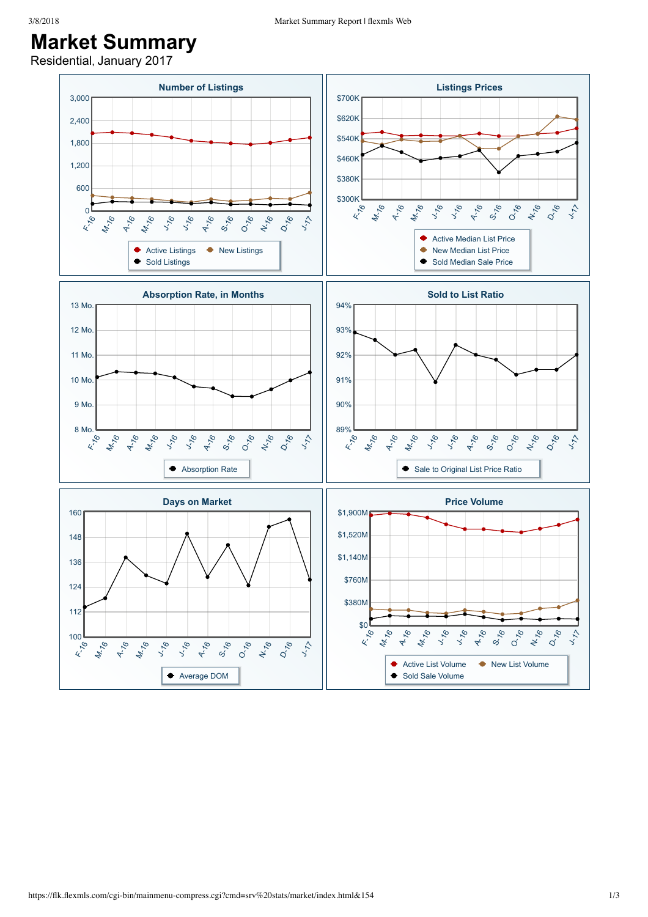# Market Summary

Residential, January 2017

## Number of Listings

3,000
2,400
1,800
1,200
600
0

F-16 M-16 A-16 M-16 J-16 J-16 A-16 S-16 O-16 N-16 D-16 J-17

Active Listings · New Listings · Sold Listings

## Listings Prices

$700K
$620K
$540K
$460K
$380K
$300K

F-16 M-16 A-16 M-16 J-16 J-16 A-16 S-16 O-16 N-16 D-16 J-17

Active Median List Price · New Median List Price · Sold Median Sale Price

## Absorption Rate, in Months

13 Mo.
12 Mo.
11 Mo.
10 Mo.
9 Mo.
8 Mo.

F-16 M-16 A-16 M-16 J-16 J-16 A-16 S-16 O-16 N-16 D-16 J-17

Absorption Rate

## Sold to List Ratio

94%
93%
92%
91%
90%
89%

F-16 M-16 A-16 M-16 J-16 J-16 A-16 S-16 O-16 N-16 D-16 J-17

Sale to Original List Price Ratio

## Days on Market

160
148
136
124
112
100

F-16 M-16 A-16 M-16 J-16 J-16 A-16 S-16 O-16 N-16 D-16 J-17

Average DOM

## Price Volume

$1,900M
$1,520M
$1,140M
$760M
$380M
$0

F-16 M-16 A-16 M-16 J-16 J-16 A-16 S-16 O-16 N-16 D-16 J-17

Active List Volume · New List Volume · Sold Sale Volume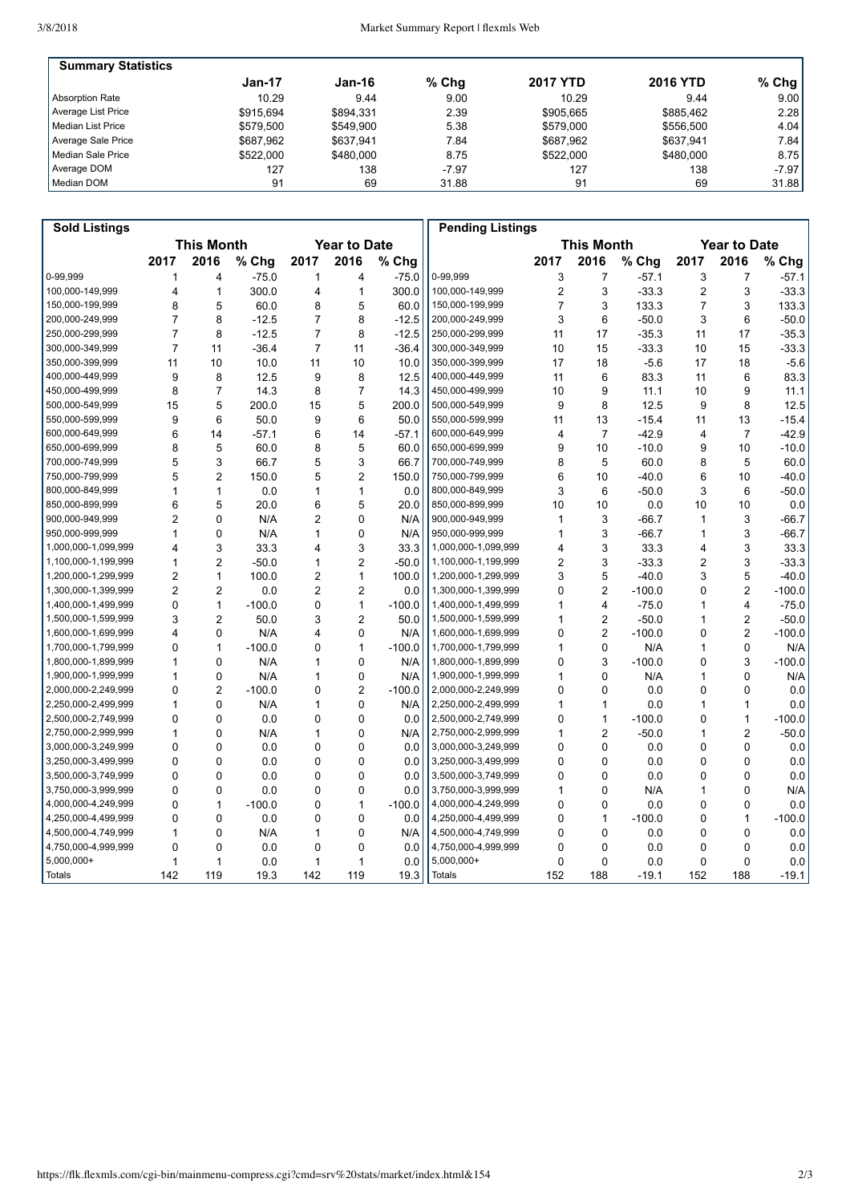## Summary Statistics

| | Jan-17 | Jan-16 | % Chg | 2017 YTD | 2016 YTD | % Chg |
|---|---|---|---|---|---|---|
| Absorption Rate | 10.29 | 9.44 | 9.00 | 10.29 | 9.44 | 9.00 |
| Average List Price | $915,694 | $894,331 | 2.39 | $905,665 | $885,462 | 2.28 |
| Median List Price | $579,500 | $549,900 | 5.38 | $579,000 | $556,500 | 4.04 |
| Average Sale Price | $687,962 | $637,941 | 7.84 | $687,962 | $637,941 | 7.84 |
| Median Sale Price | $522,000 | $480,000 | 8.75 | $522,000 | $480,000 | 8.75 |
| Average DOM | 127 | 138 | -7.97 | 127 | 138 | -7.97 |
| Median DOM | 91 | 69 | 31.88 | 91 | 69 | 31.88 |

## Sold Listings

| | This Month | | | Year to Date | | |
|---|---|---|---|---|---|---|
| | 2017 | 2016 | % Chg | 2017 | 2016 | % Chg |
| 0-99,999 | 1 | 4 | -75.0 | 1 | 4 | -75.0 |
| 100,000-149,999 | 4 | 1 | 300.0 | 4 | 1 | 300.0 |
| 150,000-199,999 | 8 | 5 | 60.0 | 8 | 5 | 60.0 |
| 200,000-249,999 | 7 | 8 | -12.5 | 7 | 8 | -12.5 |
| 250,000-299,999 | 7 | 8 | -12.5 | 7 | 8 | -12.5 |
| 300,000-349,999 | 7 | 11 | -36.4 | 7 | 11 | -36.4 |
| 350,000-399,999 | 11 | 10 | 10.0 | 11 | 10 | 10.0 |
| 400,000-449,999 | 9 | 8 | 12.5 | 9 | 8 | 12.5 |
| 450,000-499,999 | 8 | 7 | 14.3 | 8 | 7 | 14.3 |
| 500,000-549,999 | 15 | 5 | 200.0 | 15 | 5 | 200.0 |
| 550,000-599,999 | 9 | 6 | 50.0 | 9 | 6 | 50.0 |
| 600,000-649,999 | 6 | 14 | -57.1 | 6 | 14 | -57.1 |
| 650,000-699,999 | 8 | 5 | 60.0 | 8 | 5 | 60.0 |
| 700,000-749,999 | 5 | 3 | 66.7 | 5 | 3 | 66.7 |
| 750,000-799,999 | 5 | 2 | 150.0 | 5 | 2 | 150.0 |
| 800,000-849,999 | 1 | 1 | 0.0 | 1 | 1 | 0.0 |
| 850,000-899,999 | 6 | 5 | 20.0 | 6 | 5 | 20.0 |
| 900,000-949,999 | 2 | 0 | N/A | 2 | 0 | N/A |
| 950,000-999,999 | 1 | 0 | N/A | 1 | 0 | N/A |
| 1,000,000-1,099,999 | 4 | 3 | 33.3 | 4 | 3 | 33.3 |
| 1,100,000-1,199,999 | 1 | 2 | -50.0 | 1 | 2 | -50.0 |
| 1,200,000-1,299,999 | 2 | 1 | 100.0 | 2 | 1 | 100.0 |
| 1,300,000-1,399,999 | 2 | 2 | 0.0 | 2 | 2 | 0.0 |
| 1,400,000-1,499,999 | 0 | 1 | -100.0 | 0 | 1 | -100.0 |
| 1,500,000-1,599,999 | 3 | 2 | 50.0 | 3 | 2 | 50.0 |
| 1,600,000-1,699,999 | 4 | 0 | N/A | 4 | 0 | N/A |
| 1,700,000-1,799,999 | 0 | 1 | -100.0 | 0 | 1 | -100.0 |
| 1,800,000-1,899,999 | 1 | 0 | N/A | 1 | 0 | N/A |
| 1,900,000-1,999,999 | 1 | 0 | N/A | 1 | 0 | N/A |
| 2,000,000-2,249,999 | 0 | 2 | -100.0 | 0 | 2 | -100.0 |
| 2,250,000-2,499,999 | 1 | 0 | N/A | 1 | 0 | N/A |
| 2,500,000-2,749,999 | 0 | 0 | 0.0 | 0 | 0 | 0.0 |
| 2,750,000-2,999,999 | 1 | 0 | N/A | 1 | 0 | N/A |
| 3,000,000-3,249,999 | 0 | 0 | 0.0 | 0 | 0 | 0.0 |
| 3,250,000-3,499,999 | 0 | 0 | 0.0 | 0 | 0 | 0.0 |
| 3,500,000-3,749,999 | 0 | 0 | 0.0 | 0 | 0 | 0.0 |
| 3,750,000-3,999,999 | 0 | 0 | 0.0 | 0 | 0 | 0.0 |
| 4,000,000-4,249,999 | 0 | 1 | -100.0 | 0 | 1 | -100.0 |
| 4,250,000-4,499,999 | 0 | 0 | 0.0 | 0 | 0 | 0.0 |
| 4,500,000-4,749,999 | 1 | 0 | N/A | 1 | 0 | N/A |
| 4,750,000-4,999,999 | 0 | 0 | 0.0 | 0 | 0 | 0.0 |
| 5,000,000+ | 1 | 1 | 0.0 | 1 | 1 | 0.0 |
| Totals | 142 | 119 | 19.3 | 142 | 119 | 19.3 |

## Pending Listings

| | This Month | | | Year to Date | | |
|---|---|---|---|---|---|---|
| | 2017 | 2016 | % Chg | 2017 | 2016 | % Chg |
| 0-99,999 | 3 | 7 | -57.1 | 3 | 7 | -57.1 |
| 100,000-149,999 | 2 | 3 | -33.3 | 2 | 3 | -33.3 |
| 150,000-199,999 | 7 | 3 | 133.3 | 7 | 3 | 133.3 |
| 200,000-249,999 | 3 | 6 | -50.0 | 3 | 6 | -50.0 |
| 250,000-299,999 | 11 | 17 | -35.3 | 11 | 17 | -35.3 |
| 300,000-349,999 | 10 | 15 | -33.3 | 10 | 15 | -33.3 |
| 350,000-399,999 | 17 | 18 | -5.6 | 17 | 18 | -5.6 |
| 400,000-449,999 | 11 | 6 | 83.3 | 11 | 6 | 83.3 |
| 450,000-499,999 | 10 | 9 | 11.1 | 10 | 9 | 11.1 |
| 500,000-549,999 | 9 | 8 | 12.5 | 9 | 8 | 12.5 |
| 550,000-599,999 | 11 | 13 | -15.4 | 11 | 13 | -15.4 |
| 600,000-649,999 | 4 | 7 | -42.9 | 4 | 7 | -42.9 |
| 650,000-699,999 | 9 | 10 | -10.0 | 9 | 10 | -10.0 |
| 700,000-749,999 | 8 | 5 | 60.0 | 8 | 5 | 60.0 |
| 750,000-799,999 | 6 | 10 | -40.0 | 6 | 10 | -40.0 |
| 800,000-849,999 | 3 | 6 | -50.0 | 3 | 6 | -50.0 |
| 850,000-899,999 | 10 | 10 | 0.0 | 10 | 10 | 0.0 |
| 900,000-949,999 | 1 | 3 | -66.7 | 1 | 3 | -66.7 |
| 950,000-999,999 | 1 | 3 | -66.7 | 1 | 3 | -66.7 |
| 1,000,000-1,099,999 | 4 | 3 | 33.3 | 4 | 3 | 33.3 |
| 1,100,000-1,199,999 | 2 | 3 | -33.3 | 2 | 3 | -33.3 |
| 1,200,000-1,299,999 | 3 | 5 | -40.0 | 3 | 5 | -40.0 |
| 1,300,000-1,399,999 | 0 | 2 | -100.0 | 0 | 2 | -100.0 |
| 1,400,000-1,499,999 | 1 | 4 | -75.0 | 1 | 4 | -75.0 |
| 1,500,000-1,599,999 | 1 | 2 | -50.0 | 1 | 2 | -50.0 |
| 1,600,000-1,699,999 | 0 | 2 | -100.0 | 0 | 2 | -100.0 |
| 1,700,000-1,799,999 | 1 | 0 | N/A | 1 | 0 | N/A |
| 1,800,000-1,899,999 | 0 | 3 | -100.0 | 0 | 3 | -100.0 |
| 1,900,000-1,999,999 | 1 | 0 | N/A | 1 | 0 | N/A |
| 2,000,000-2,249,999 | 0 | 0 | 0.0 | 0 | 0 | 0.0 |
| 2,250,000-2,499,999 | 1 | 1 | 0.0 | 1 | 1 | 0.0 |
| 2,500,000-2,749,999 | 0 | 1 | -100.0 | 0 | 1 | -100.0 |
| 2,750,000-2,999,999 | 1 | 2 | -50.0 | 1 | 2 | -50.0 |
| 3,000,000-3,249,999 | 0 | 0 | 0.0 | 0 | 0 | 0.0 |
| 3,250,000-3,499,999 | 0 | 0 | 0.0 | 0 | 0 | 0.0 |
| 3,500,000-3,749,999 | 0 | 0 | 0.0 | 0 | 0 | 0.0 |
| 3,750,000-3,999,999 | 1 | 0 | N/A | 1 | 0 | N/A |
| 4,000,000-4,249,999 | 0 | 0 | 0.0 | 0 | 0 | 0.0 |
| 4,250,000-4,499,999 | 0 | 1 | -100.0 | 0 | 1 | -100.0 |
| 4,500,000-4,749,999 | 0 | 0 | 0.0 | 0 | 0 | 0.0 |
| 4,750,000-4,999,999 | 0 | 0 | 0.0 | 0 | 0 | 0.0 |
| 5,000,000+ | 0 | 0 | 0.0 | 0 | 0 | 0.0 |
| Totals | 152 | 188 | -19.1 | 152 | 188 | -19.1 |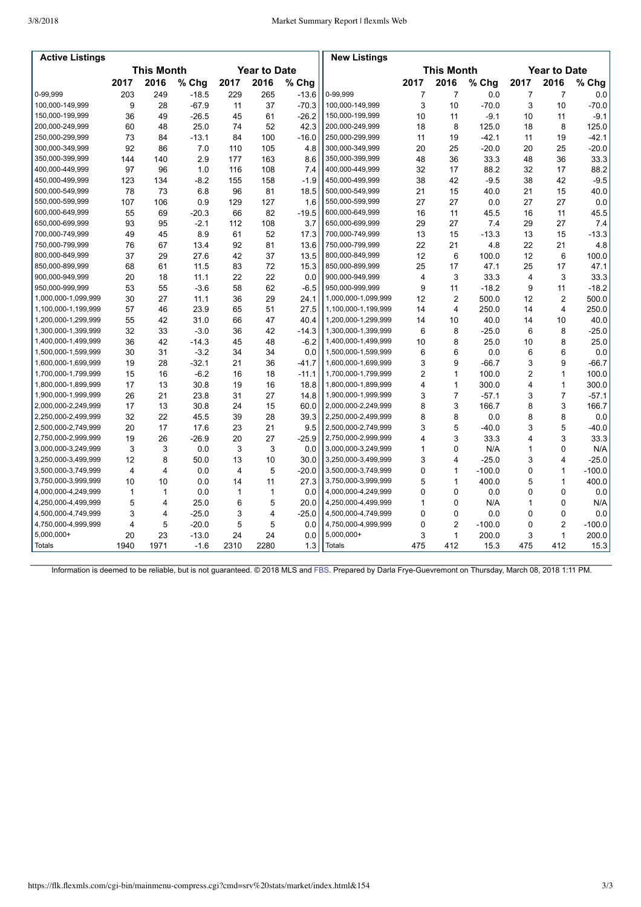| Active Listings | | | | | | | New Listings | | | | | | |
|---|---|---|---|---|---|---|---|---|---|---|---|---|---|
| | This Month | | | Year to Date | | | | This Month | | | Year to Date | | |
| | 2017 | 2016 | % Chg | 2017 | 2016 | % Chg | | 2017 | 2016 | % Chg | 2017 | 2016 | % Chg |
| 0-99,999 | 203 | 249 | -18.5 | 229 | 265 | -13.6 | 0-99,999 | 7 | 7 | 0.0 | 7 | 7 | 0.0 |
| 100,000-149,999 | 9 | 28 | -67.9 | 11 | 37 | -70.3 | 100,000-149,999 | 3 | 10 | -70.0 | 3 | 10 | -70.0 |
| 150,000-199,999 | 36 | 49 | -26.5 | 45 | 61 | -26.2 | 150,000-199,999 | 10 | 11 | -9.1 | 10 | 11 | -9.1 |
| 200,000-249,999 | 60 | 48 | 25.0 | 74 | 52 | 42.3 | 200,000-249,999 | 18 | 8 | 125.0 | 18 | 8 | 125.0 |
| 250,000-299,999 | 73 | 84 | -13.1 | 84 | 100 | -16.0 | 250,000-299,999 | 11 | 19 | -42.1 | 11 | 19 | -42.1 |
| 300,000-349,999 | 92 | 86 | 7.0 | 110 | 105 | 4.8 | 300,000-349,999 | 20 | 25 | -20.0 | 20 | 25 | -20.0 |
| 350,000-399,999 | 144 | 140 | 2.9 | 177 | 163 | 8.6 | 350,000-399,999 | 48 | 36 | 33.3 | 48 | 36 | 33.3 |
| 400,000-449,999 | 97 | 96 | 1.0 | 116 | 108 | 7.4 | 400,000-449,999 | 32 | 17 | 88.2 | 32 | 17 | 88.2 |
| 450,000-499,999 | 123 | 134 | -8.2 | 155 | 158 | -1.9 | 450,000-499,999 | 38 | 42 | -9.5 | 38 | 42 | -9.5 |
| 500,000-549,999 | 78 | 73 | 6.8 | 96 | 81 | 18.5 | 500,000-549,999 | 21 | 15 | 40.0 | 21 | 15 | 40.0 |
| 550,000-599,999 | 107 | 106 | 0.9 | 129 | 127 | 1.6 | 550,000-599,999 | 27 | 27 | 0.0 | 27 | 27 | 0.0 |
| 600,000-649,999 | 55 | 69 | -20.3 | 66 | 82 | -19.5 | 600,000-649,999 | 16 | 11 | 45.5 | 16 | 11 | 45.5 |
| 650,000-699,999 | 93 | 95 | -2.1 | 112 | 108 | 3.7 | 650,000-699,999 | 29 | 27 | 7.4 | 29 | 27 | 7.4 |
| 700,000-749,999 | 49 | 45 | 8.9 | 61 | 52 | 17.3 | 700,000-749,999 | 13 | 15 | -13.3 | 13 | 15 | -13.3 |
| 750,000-799,999 | 76 | 67 | 13.4 | 92 | 81 | 13.6 | 750,000-799,999 | 22 | 21 | 4.8 | 22 | 21 | 4.8 |
| 800,000-849,999 | 37 | 29 | 27.6 | 42 | 37 | 13.5 | 800,000-849,999 | 12 | 6 | 100.0 | 12 | 6 | 100.0 |
| 850,000-899,999 | 68 | 61 | 11.5 | 83 | 72 | 15.3 | 850,000-899,999 | 25 | 17 | 47.1 | 25 | 17 | 47.1 |
| 900,000-949,999 | 20 | 18 | 11.1 | 22 | 22 | 0.0 | 900,000-949,999 | 4 | 3 | 33.3 | 4 | 3 | 33.3 |
| 950,000-999,999 | 53 | 55 | -3.6 | 58 | 62 | -6.5 | 950,000-999,999 | 9 | 11 | -18.2 | 9 | 11 | -18.2 |
| 1,000,000-1,099,999 | 30 | 27 | 11.1 | 36 | 29 | 24.1 | 1,000,000-1,099,999 | 12 | 2 | 500.0 | 12 | 2 | 500.0 |
| 1,100,000-1,199,999 | 57 | 46 | 23.9 | 65 | 51 | 27.5 | 1,100,000-1,199,999 | 14 | 4 | 250.0 | 14 | 4 | 250.0 |
| 1,200,000-1,299,999 | 55 | 42 | 31.0 | 66 | 47 | 40.4 | 1,200,000-1,299,999 | 14 | 10 | 40.0 | 14 | 10 | 40.0 |
| 1,300,000-1,399,999 | 32 | 33 | -3.0 | 36 | 42 | -14.3 | 1,300,000-1,399,999 | 6 | 8 | -25.0 | 6 | 8 | -25.0 |
| 1,400,000-1,499,999 | 36 | 42 | -14.3 | 45 | 48 | -6.2 | 1,400,000-1,499,999 | 10 | 8 | 25.0 | 10 | 8 | 25.0 |
| 1,500,000-1,599,999 | 30 | 31 | -3.2 | 34 | 34 | 0.0 | 1,500,000-1,599,999 | 6 | 6 | 0.0 | 6 | 6 | 0.0 |
| 1,600,000-1,699,999 | 19 | 28 | -32.1 | 21 | 36 | -41.7 | 1,600,000-1,699,999 | 3 | 9 | -66.7 | 3 | 9 | -66.7 |
| 1,700,000-1,799,999 | 15 | 16 | -6.2 | 16 | 18 | -11.1 | 1,700,000-1,799,999 | 2 | 1 | 100.0 | 2 | 1 | 100.0 |
| 1,800,000-1,899,999 | 17 | 13 | 30.8 | 19 | 16 | 18.8 | 1,800,000-1,899,999 | 4 | 1 | 300.0 | 4 | 1 | 300.0 |
| 1,900,000-1,999,999 | 26 | 21 | 23.8 | 31 | 27 | 14.8 | 1,900,000-1,999,999 | 3 | 7 | -57.1 | 3 | 7 | -57.1 |
| 2,000,000-2,249,999 | 17 | 13 | 30.8 | 24 | 15 | 60.0 | 2,000,000-2,249,999 | 8 | 3 | 166.7 | 8 | 3 | 166.7 |
| 2,250,000-2,499,999 | 32 | 22 | 45.5 | 39 | 28 | 39.3 | 2,250,000-2,499,999 | 8 | 8 | 0.0 | 8 | 8 | 0.0 |
| 2,500,000-2,749,999 | 20 | 17 | 17.6 | 23 | 21 | 9.5 | 2,500,000-2,749,999 | 3 | 5 | -40.0 | 3 | 5 | -40.0 |
| 2,750,000-2,999,999 | 19 | 26 | -26.9 | 20 | 27 | -25.9 | 2,750,000-2,999,999 | 4 | 3 | 33.3 | 4 | 3 | 33.3 |
| 3,000,000-3,249,999 | 3 | 3 | 0.0 | 3 | 3 | 0.0 | 3,000,000-3,249,999 | 1 | 0 | N/A | 1 | 0 | N/A |
| 3,250,000-3,499,999 | 12 | 8 | 50.0 | 13 | 10 | 30.0 | 3,250,000-3,499,999 | 3 | 4 | -25.0 | 3 | 4 | -25.0 |
| 3,500,000-3,749,999 | 4 | 4 | 0.0 | 4 | 5 | -20.0 | 3,500,000-3,749,999 | 0 | 1 | -100.0 | 0 | 1 | -100.0 |
| 3,750,000-3,999,999 | 10 | 10 | 0.0 | 14 | 11 | 27.3 | 3,750,000-3,999,999 | 5 | 1 | 400.0 | 5 | 1 | 400.0 |
| 4,000,000-4,249,999 | 1 | 1 | 0.0 | 1 | 1 | 0.0 | 4,000,000-4,249,999 | 0 | 0 | 0.0 | 0 | 0 | 0.0 |
| 4,250,000-4,499,999 | 5 | 4 | 25.0 | 6 | 5 | 20.0 | 4,250,000-4,499,999 | 1 | 0 | N/A | 1 | 0 | N/A |
| 4,500,000-4,749,999 | 3 | 4 | -25.0 | 3 | 4 | -25.0 | 4,500,000-4,749,999 | 0 | 0 | 0.0 | 0 | 0 | 0.0 |
| 4,750,000-4,999,999 | 4 | 5 | -20.0 | 5 | 5 | 0.0 | 4,750,000-4,999,999 | 0 | 2 | -100.0 | 0 | 2 | -100.0 |
| 5,000,000+ | 20 | 23 | -13.0 | 24 | 24 | 0.0 | 5,000,000+ | 3 | 1 | 200.0 | 3 | 1 | 200.0 |
| Totals | 1940 | 1971 | -1.6 | 2310 | 2280 | 1.3 | Totals | 475 | 412 | 15.3 | 475 | 412 | 15.3 |

Information is deemed to be reliable, but is not guaranteed. © 2018 MLS and FBS. Prepared by Darla Frye-Guevremont on Thursday, March 08, 2018 1:11 PM.